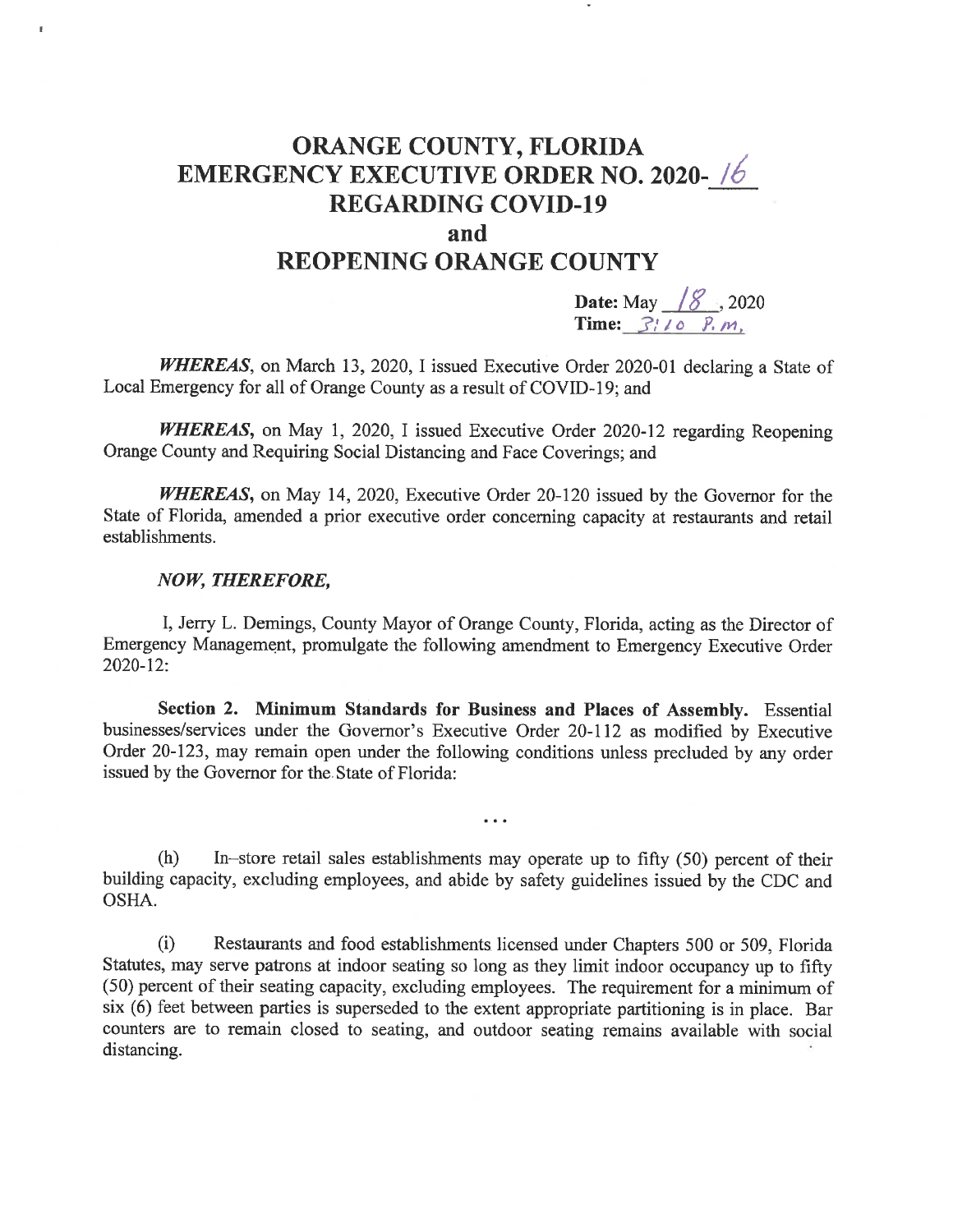# ORANGE COUNTY, FLORIDA
# EMERGENCY EXECUTIVE ORDER NO. 2020-16
# REGARDING COVID-19
# and
# REOPENING ORANGE COUNTY

**Date:** May 18, 2020
**Time:** 3:10 P.M.

***WHEREAS***, on March 13, 2020, I issued Executive Order 2020-01 declaring a State of Local Emergency for all of Orange County as a result of COVID-19; and

***WHEREAS***, on May 1, 2020, I issued Executive Order 2020-12 regarding Reopening Orange County and Requiring Social Distancing and Face Coverings; and

***WHEREAS***, on May 14, 2020, Executive Order 20-120 issued by the Governor for the State of Florida, amended a prior executive order concerning capacity at restaurants and retail establishments.

***NOW, THEREFORE,***

I, Jerry L. Demings, County Mayor of Orange County, Florida, acting as the Director of Emergency Management, promulgate the following amendment to Emergency Executive Order 2020-12:

**Section 2. Minimum Standards for Business and Places of Assembly.** Essential businesses/services under the Governor's Executive Order 20-112 as modified by Executive Order 20-123, may remain open under the following conditions unless precluded by any order issued by the Governor for the State of Florida:

...

(h) In-store retail sales establishments may operate up to fifty (50) percent of their building capacity, excluding employees, and abide by safety guidelines issued by the CDC and OSHA.

(i) Restaurants and food establishments licensed under Chapters 500 or 509, Florida Statutes, may serve patrons at indoor seating so long as they limit indoor occupancy up to fifty (50) percent of their seating capacity, excluding employees. The requirement for a minimum of six (6) feet between parties is superseded to the extent appropriate partitioning is in place. Bar counters are to remain closed to seating, and outdoor seating remains available with social distancing.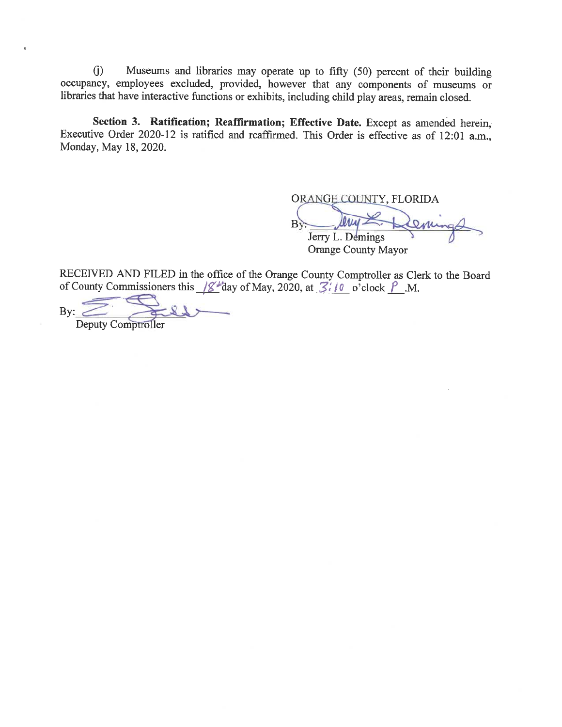(j) Museums and libraries may operate up to fifty (50) percent of their building occupancy, employees excluded, provided, however that any components of museums or libraries that have interactive functions or exhibits, including child play areas, remain closed.

**Section 3. Ratification; Reaffirmation; Effective Date.** Except as amended herein, Executive Order 2020-12 is ratified and reaffirmed. This Order is effective as of 12:01 a.m., Monday, May 18, 2020.

ORANGE COUNTY, FLORIDA

By: ______________________
Jerry L. Demings
Orange County Mayor

RECEIVED AND FILED in the office of the Orange County Comptroller as Clerk to the Board of County Commissioners this 18th day of May, 2020, at 3:10 o'clock P .M.

By: ______________________
Deputy Comptroller